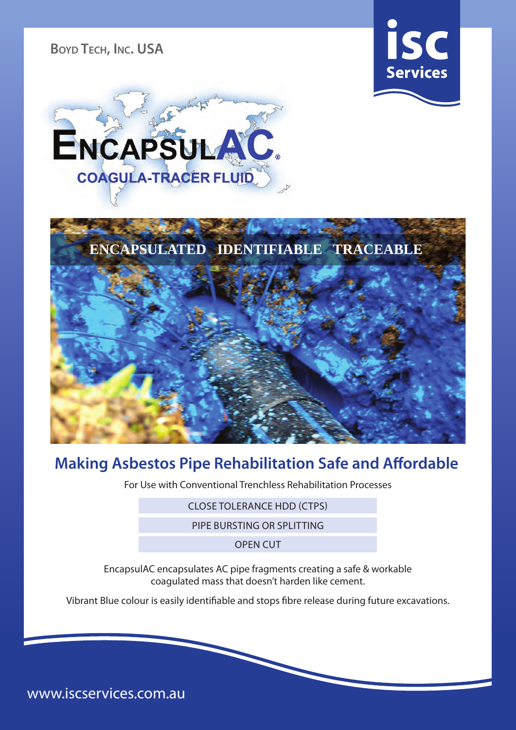BOYD TECH, INC. USA

isc Services

# ENCAPSULAC®

## COAGULA-TRACER FLUID

ENCAPSULATED IDENTIFIABLE TRACEABLE

## Making Asbestos Pipe Rehabilitation Safe and Affordable

For Use with Conventional Trenchless Rehabilitation Processes

| CLOSE TOLERANCE HDD (CTPS) |
| --- |
| PIPE BURSTING OR SPLITTING |
| OPEN CUT |

EncapsulAC encapsulates AC pipe fragments creating a safe & workable coagulated mass that doesn't harden like cement.

Vibrant Blue colour is easily identifiable and stops fibre release during future excavations.

www.iscservices.com.au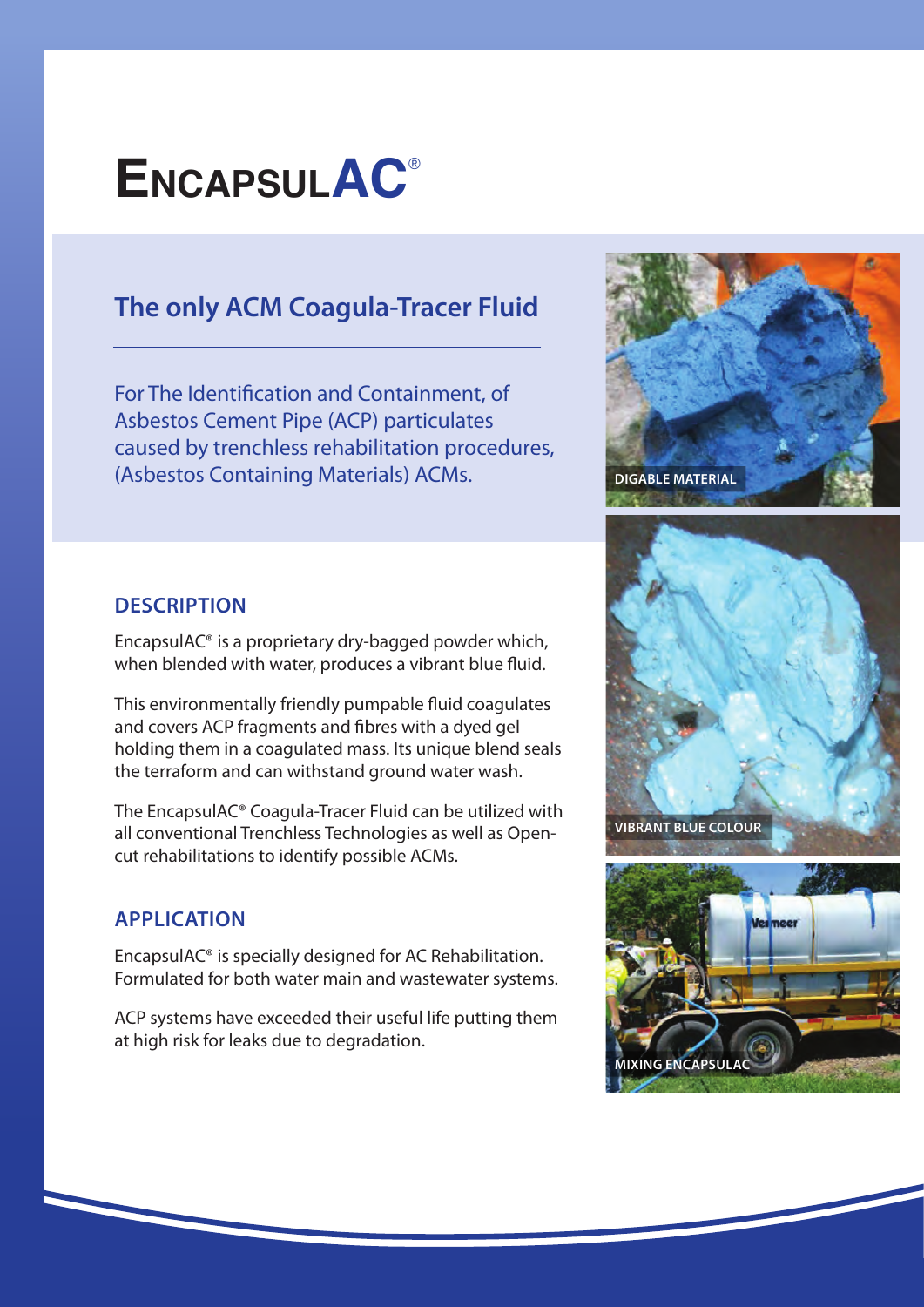# EncapsulAC®

## The only ACM Coagula-Tracer Fluid

For The Identification and Containment, of Asbestos Cement Pipe (ACP) particulates caused by trenchless rehabilitation procedures, (Asbestos Containing Materials) ACMs.

DIGABLE MATERIAL

VIBRANT BLUE COLOUR

MIXING ENCAPSULAC

### DESCRIPTION

EncapsulAC® is a proprietary dry-bagged powder which, when blended with water, produces a vibrant blue fluid.

This environmentally friendly pumpable fluid coagulates and covers ACP fragments and fibres with a dyed gel holding them in a coagulated mass. Its unique blend seals the terraform and can withstand ground water wash.

The EncapsulAC® Coagula-Tracer Fluid can be utilized with all conventional Trenchless Technologies as well as Open-cut rehabilitations to identify possible ACMs.

### APPLICATION

EncapsulAC® is specially designed for AC Rehabilitation. Formulated for both water main and wastewater systems.

ACP systems have exceeded their useful life putting them at high risk for leaks due to degradation.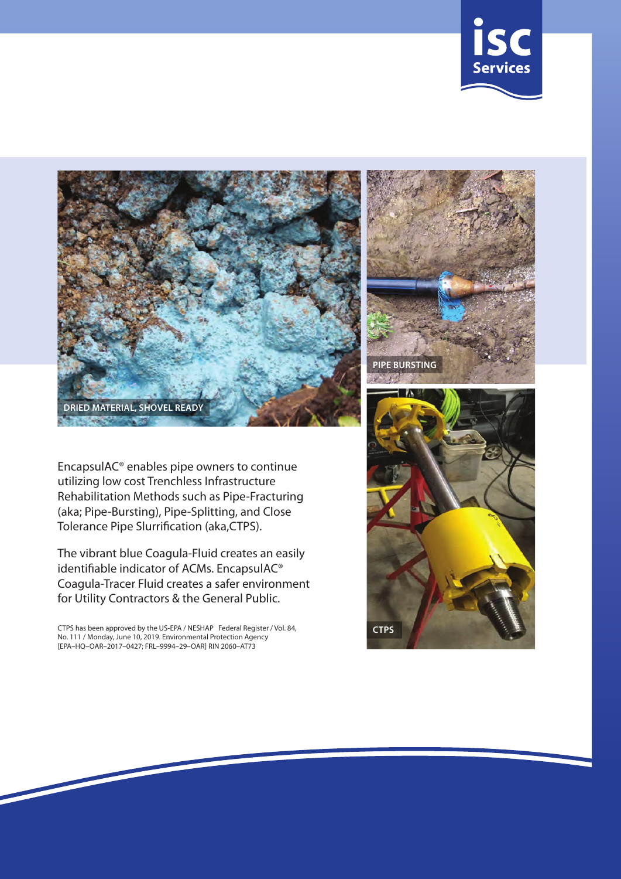DRIED MATERIAL, SHOVEL READY

PIPE BURSTING

CTPS

EncapsulAC® enables pipe owners to continue utilizing low cost Trenchless Infrastructure Rehabilitation Methods such as Pipe-Fracturing (aka; Pipe-Bursting), Pipe-Splitting, and Close Tolerance Pipe Slurrification (aka,CTPS).

The vibrant blue Coagula-Fluid creates an easily identifiable indicator of ACMs. EncapsulAC® Coagula-Tracer Fluid creates a safer environment for Utility Contractors & the General Public.

CTPS has been approved by the US-EPA / NESHAP Federal Register / Vol. 84, No. 111 / Monday, June 10, 2019. Environmental Protection Agency [EPA–HQ–OAR–2017–0427; FRL–9994–29–OAR] RIN 2060–AT73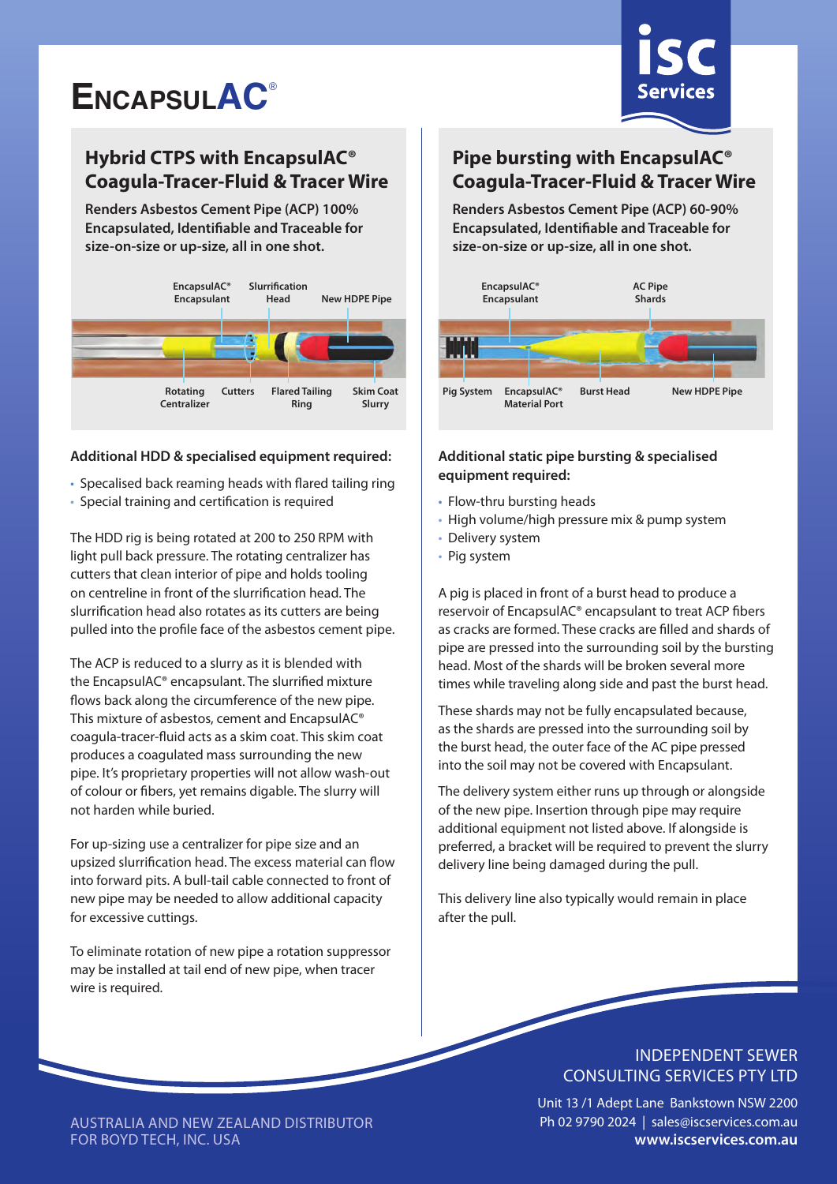# EncapsulAC®

ISC Services

## Hybrid CTPS with EncapsulAC® Coagula-Tracer-Fluid & Tracer Wire

**Renders Asbestos Cement Pipe (ACP) 100% Encapsulated, Identifiable and Traceable for size-on-size or up-size, all in one shot.**

EncapsulAC® Encapsulant
Slurrification Head
New HDPE Pipe
Rotating Centralizer
Cutters
Flared Tailing Ring
Skim Coat Slurry

### Additional HDD & specialised equipment required:

- Specalised back reaming heads with flared tailing ring
- Special training and certification is required

The HDD rig is being rotated at 200 to 250 RPM with light pull back pressure. The rotating centralizer has cutters that clean interior of pipe and holds tooling on centreline in front of the slurrification head. The slurrification head also rotates as its cutters are being pulled into the profile face of the asbestos cement pipe.

The ACP is reduced to a slurry as it is blended with the EncapsulAC® encapsulant. The slurrified mixture flows back along the circumference of the new pipe. This mixture of asbestos, cement and EncapsulAC® coagula-tracer-fluid acts as a skim coat. This skim coat produces a coagulated mass surrounding the new pipe. It's proprietary properties will not allow wash-out of colour or fibers, yet remains digable. The slurry will not harden while buried.

For up-sizing use a centralizer for pipe size and an upsized slurrification head. The excess material can flow into forward pits. A bull-tail cable connected to front of new pipe may be needed to allow additional capacity for excessive cuttings.

To eliminate rotation of new pipe a rotation suppressor may be installed at tail end of new pipe, when tracer wire is required.

## Pipe bursting with EncapsulAC® Coagula-Tracer-Fluid & Tracer Wire

**Renders Asbestos Cement Pipe (ACP) 60-90% Encapsulated, Identifiable and Traceable for size-on-size or up-size, all in one shot.**

EncapsulAC® Encapsulant
AC Pipe Shards
Pig System
EncapsulAC® Material Port
Burst Head
New HDPE Pipe

### Additional static pipe bursting & specialised equipment required:

- Flow-thru bursting heads
- High volume/high pressure mix & pump system
- Delivery system
- Pig system

A pig is placed in front of a burst head to produce a reservoir of EncapsulAC® encapsulant to treat ACP fibers as cracks are formed. These cracks are filled and shards of pipe are pressed into the surrounding soil by the bursting head. Most of the shards will be broken several more times while traveling along side and past the burst head.

These shards may not be fully encapsulated because, as the shards are pressed into the surrounding soil by the burst head, the outer face of the AC pipe pressed into the soil may not be covered with Encapsulant.

The delivery system either runs up through or alongside of the new pipe. Insertion through pipe may require additional equipment not listed above. If alongside is preferred, a bracket will be required to prevent the slurry delivery line being damaged during the pull.

This delivery line also typically would remain in place after the pull.

AUSTRALIA AND NEW ZEALAND DISTRIBUTOR FOR BOYD TECH, INC. USA

INDEPENDENT SEWER CONSULTING SERVICES PTY LTD

Unit 13 /1 Adept Lane Bankstown NSW 2200
Ph 02 9790 2024 | sales@iscservices.com.au
**www.iscservices.com.au**